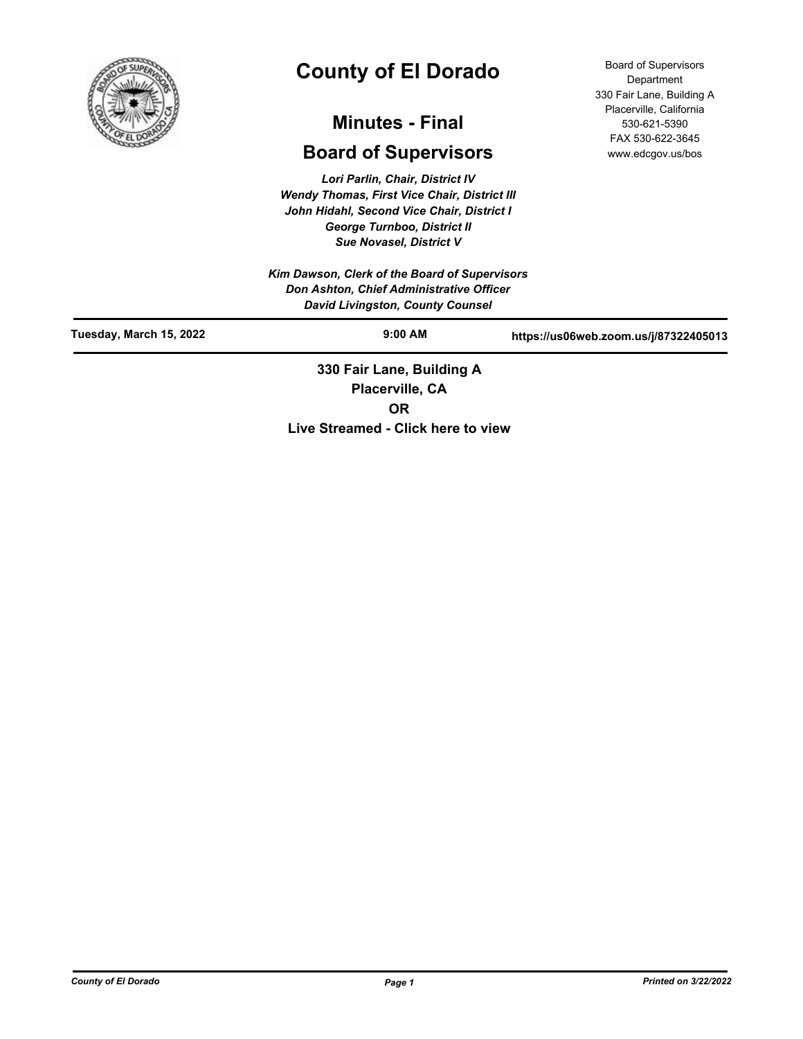# County of El Dorado

## Minutes - Final

## Board of Supervisors

Board of Supervisors Department
330 Fair Lane, Building A
Placerville, California
530-621-5390
FAX 530-622-3645
www.edcgov.us/bos

***Lori Parlin, Chair, District IV***
***Wendy Thomas, First Vice Chair, District III***
***John Hidahl, Second Vice Chair, District I***
***George Turnboo, District II***
***Sue Novasel, District V***

***Kim Dawson, Clerk of the Board of Supervisors***
***Don Ashton, Chief Administrative Officer***
***David Livingston, County Counsel***

---

**Tuesday, March 15, 2022** | **9:00 AM** | **https://us06web.zoom.us/j/87322405013**

---

**330 Fair Lane, Building A**
**Placerville, CA**
**OR**
**Live Streamed - Click here to view**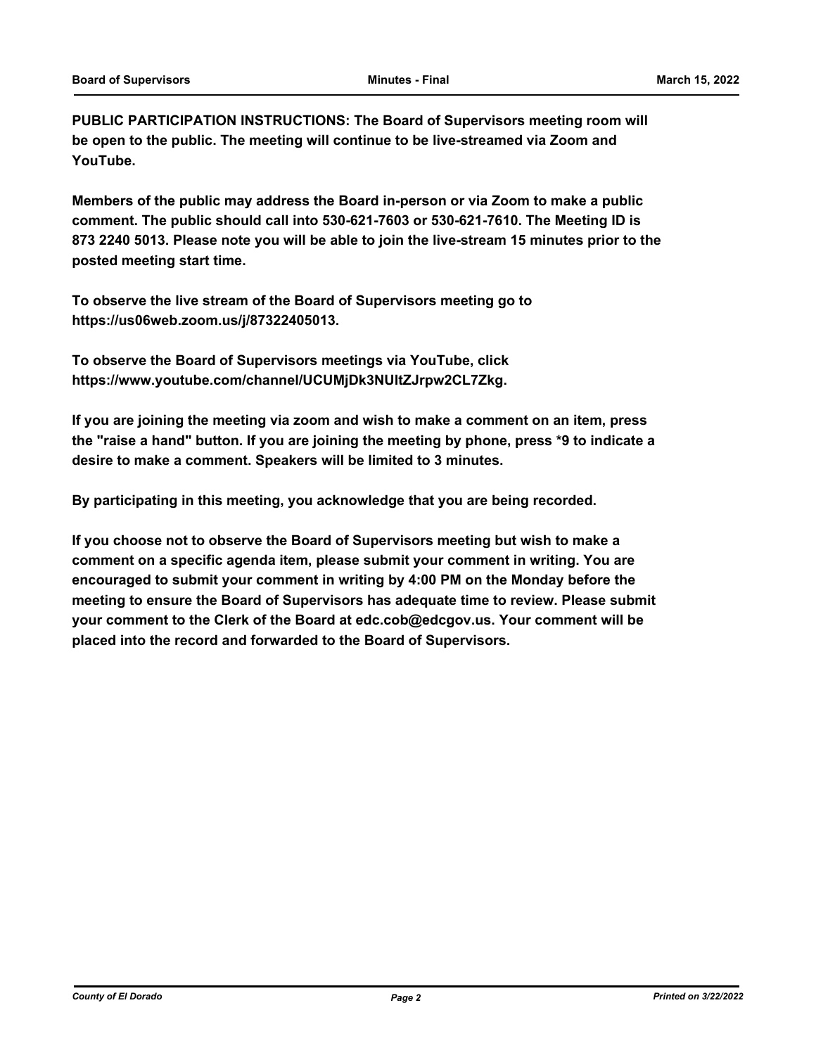**PUBLIC PARTICIPATION INSTRUCTIONS: The Board of Supervisors meeting room will be open to the public. The meeting will continue to be live-streamed via Zoom and YouTube.**

**Members of the public may address the Board in-person or via Zoom to make a public comment. The public should call into 530-621-7603 or 530-621-7610. The Meeting ID is 873 2240 5013. Please note you will be able to join the live-stream 15 minutes prior to the posted meeting start time.**

**To observe the live stream of the Board of Supervisors meeting go to https://us06web.zoom.us/j/87322405013.**

**To observe the Board of Supervisors meetings via YouTube, click https://www.youtube.com/channel/UCUMjDk3NUltZJrpw2CL7Zkg.**

**If you are joining the meeting via zoom and wish to make a comment on an item, press the "raise a hand" button. If you are joining the meeting by phone, press *9 to indicate a desire to make a comment. Speakers will be limited to 3 minutes.**

**By participating in this meeting, you acknowledge that you are being recorded.**

**If you choose not to observe the Board of Supervisors meeting but wish to make a comment on a specific agenda item, please submit your comment in writing. You are encouraged to submit your comment in writing by 4:00 PM on the Monday before the meeting to ensure the Board of Supervisors has adequate time to review. Please submit your comment to the Clerk of the Board at edc.cob@edcgov.us. Your comment will be placed into the record and forwarded to the Board of Supervisors.**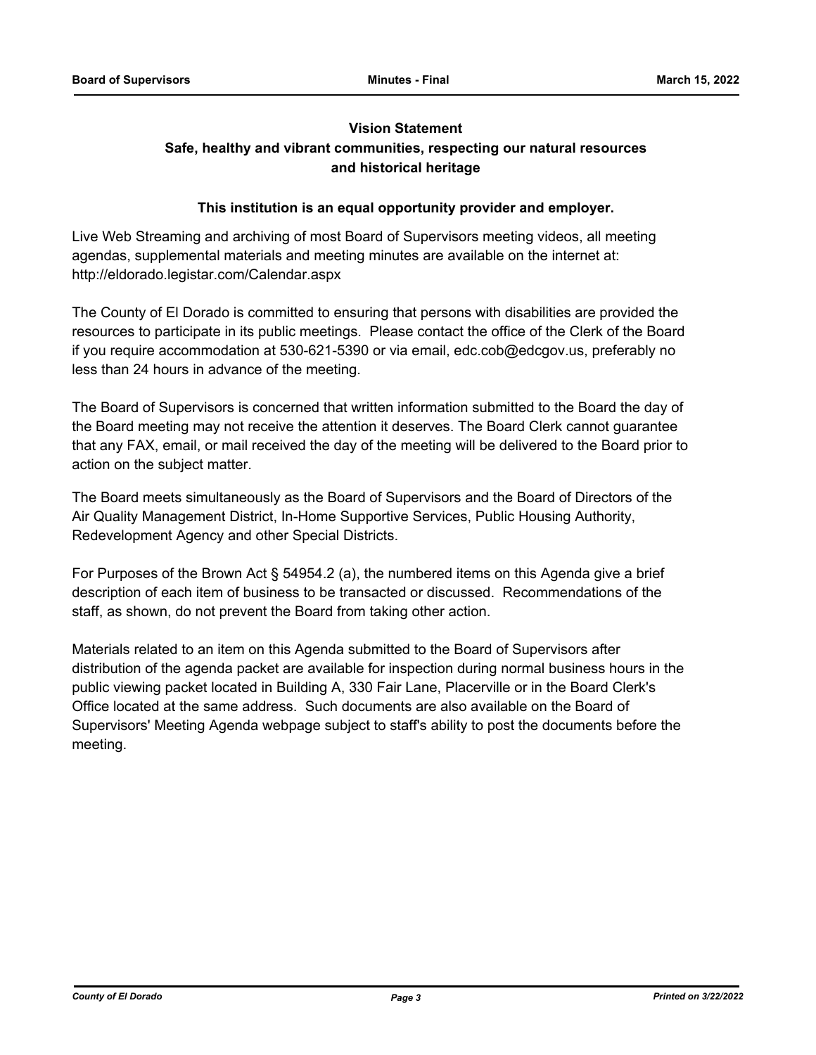**Vision Statement**

**Safe, healthy and vibrant communities, respecting our natural resources and historical heritage**

**This institution is an equal opportunity provider and employer.**

Live Web Streaming and archiving of most Board of Supervisors meeting videos, all meeting agendas, supplemental materials and meeting minutes are available on the internet at: http://eldorado.legistar.com/Calendar.aspx

The County of El Dorado is committed to ensuring that persons with disabilities are provided the resources to participate in its public meetings. Please contact the office of the Clerk of the Board if you require accommodation at 530-621-5390 or via email, edc.cob@edcgov.us, preferably no less than 24 hours in advance of the meeting.

The Board of Supervisors is concerned that written information submitted to the Board the day of the Board meeting may not receive the attention it deserves. The Board Clerk cannot guarantee that any FAX, email, or mail received the day of the meeting will be delivered to the Board prior to action on the subject matter.

The Board meets simultaneously as the Board of Supervisors and the Board of Directors of the Air Quality Management District, In-Home Supportive Services, Public Housing Authority, Redevelopment Agency and other Special Districts.

For Purposes of the Brown Act § 54954.2 (a), the numbered items on this Agenda give a brief description of each item of business to be transacted or discussed. Recommendations of the staff, as shown, do not prevent the Board from taking other action.

Materials related to an item on this Agenda submitted to the Board of Supervisors after distribution of the agenda packet are available for inspection during normal business hours in the public viewing packet located in Building A, 330 Fair Lane, Placerville or in the Board Clerk's Office located at the same address. Such documents are also available on the Board of Supervisors' Meeting Agenda webpage subject to staff's ability to post the documents before the meeting.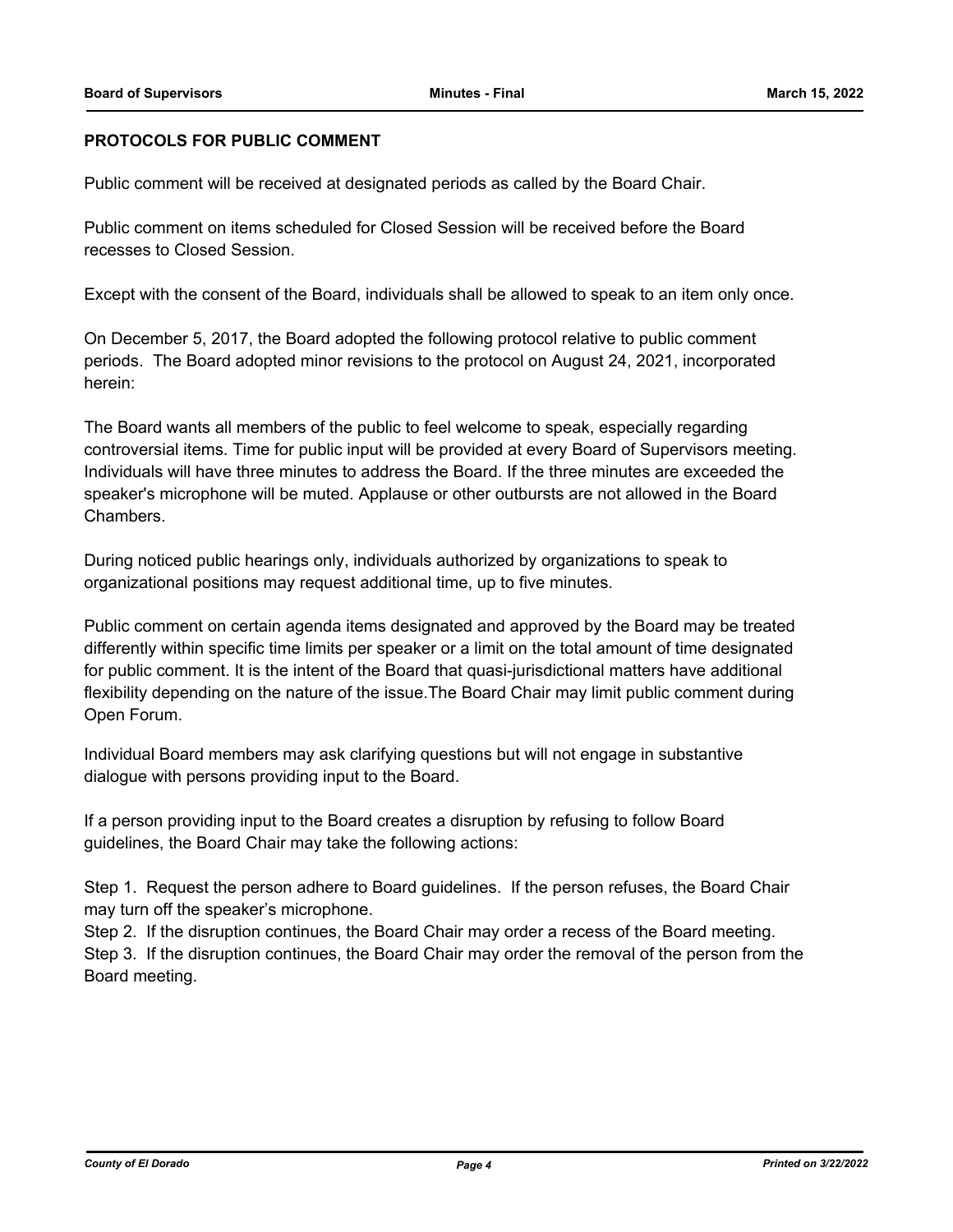**PROTOCOLS FOR PUBLIC COMMENT**

Public comment will be received at designated periods as called by the Board Chair.

Public comment on items scheduled for Closed Session will be received before the Board recesses to Closed Session.

Except with the consent of the Board, individuals shall be allowed to speak to an item only once.

On December 5, 2017, the Board adopted the following protocol relative to public comment periods. The Board adopted minor revisions to the protocol on August 24, 2021, incorporated herein:

The Board wants all members of the public to feel welcome to speak, especially regarding controversial items. Time for public input will be provided at every Board of Supervisors meeting. Individuals will have three minutes to address the Board. If the three minutes are exceeded the speaker's microphone will be muted. Applause or other outbursts are not allowed in the Board Chambers.

During noticed public hearings only, individuals authorized by organizations to speak to organizational positions may request additional time, up to five minutes.

Public comment on certain agenda items designated and approved by the Board may be treated differently within specific time limits per speaker or a limit on the total amount of time designated for public comment. It is the intent of the Board that quasi-jurisdictional matters have additional flexibility depending on the nature of the issue.The Board Chair may limit public comment during Open Forum.

Individual Board members may ask clarifying questions but will not engage in substantive dialogue with persons providing input to the Board.

If a person providing input to the Board creates a disruption by refusing to follow Board guidelines, the Board Chair may take the following actions:

Step 1. Request the person adhere to Board guidelines. If the person refuses, the Board Chair may turn off the speaker's microphone.
Step 2. If the disruption continues, the Board Chair may order a recess of the Board meeting.
Step 3. If the disruption continues, the Board Chair may order the removal of the person from the Board meeting.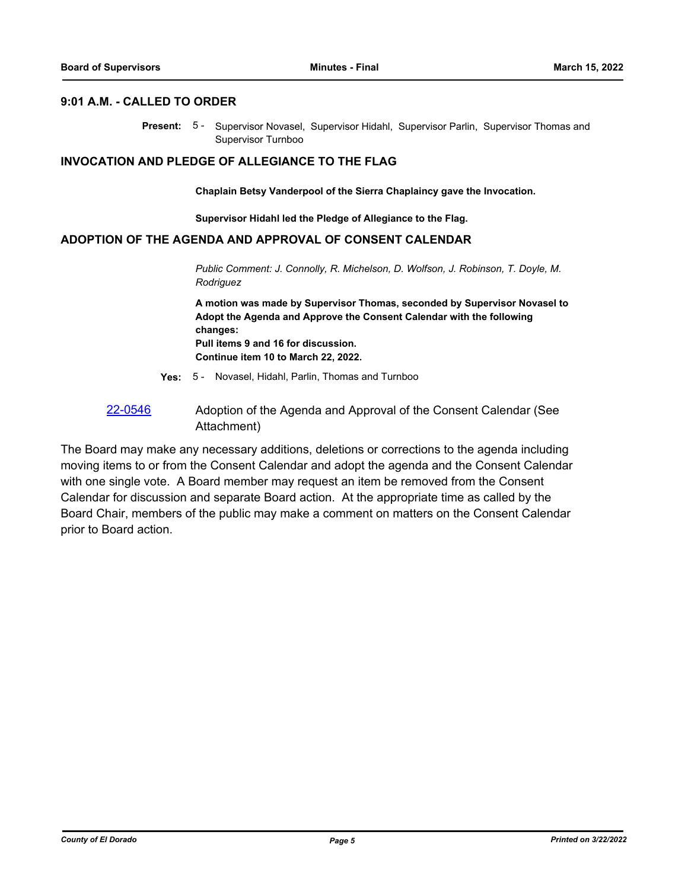## 9:01 A.M. - CALLED TO ORDER

**Present:** 5 - Supervisor Novasel, Supervisor Hidahl, Supervisor Parlin, Supervisor Thomas and Supervisor Turnboo

## INVOCATION AND PLEDGE OF ALLEGIANCE TO THE FLAG

**Chaplain Betsy Vanderpool of the Sierra Chaplaincy gave the Invocation.**

**Supervisor Hidahl led the Pledge of Allegiance to the Flag.**

## ADOPTION OF THE AGENDA AND APPROVAL OF CONSENT CALENDAR

*Public Comment: J. Connolly, R. Michelson, D. Wolfson, J. Robinson, T. Doyle, M. Rodriguez*

**A motion was made by Supervisor Thomas, seconded by Supervisor Novasel to Adopt the Agenda and Approve the Consent Calendar with the following changes:**
**Pull items 9 and 16 for discussion.**
**Continue item 10 to March 22, 2022.**

**Yes:** 5 - Novasel, Hidahl, Parlin, Thomas and Turnboo

22-0546 Adoption of the Agenda and Approval of the Consent Calendar (See Attachment)

The Board may make any necessary additions, deletions or corrections to the agenda including moving items to or from the Consent Calendar and adopt the agenda and the Consent Calendar with one single vote. A Board member may request an item be removed from the Consent Calendar for discussion and separate Board action. At the appropriate time as called by the Board Chair, members of the public may make a comment on matters on the Consent Calendar prior to Board action.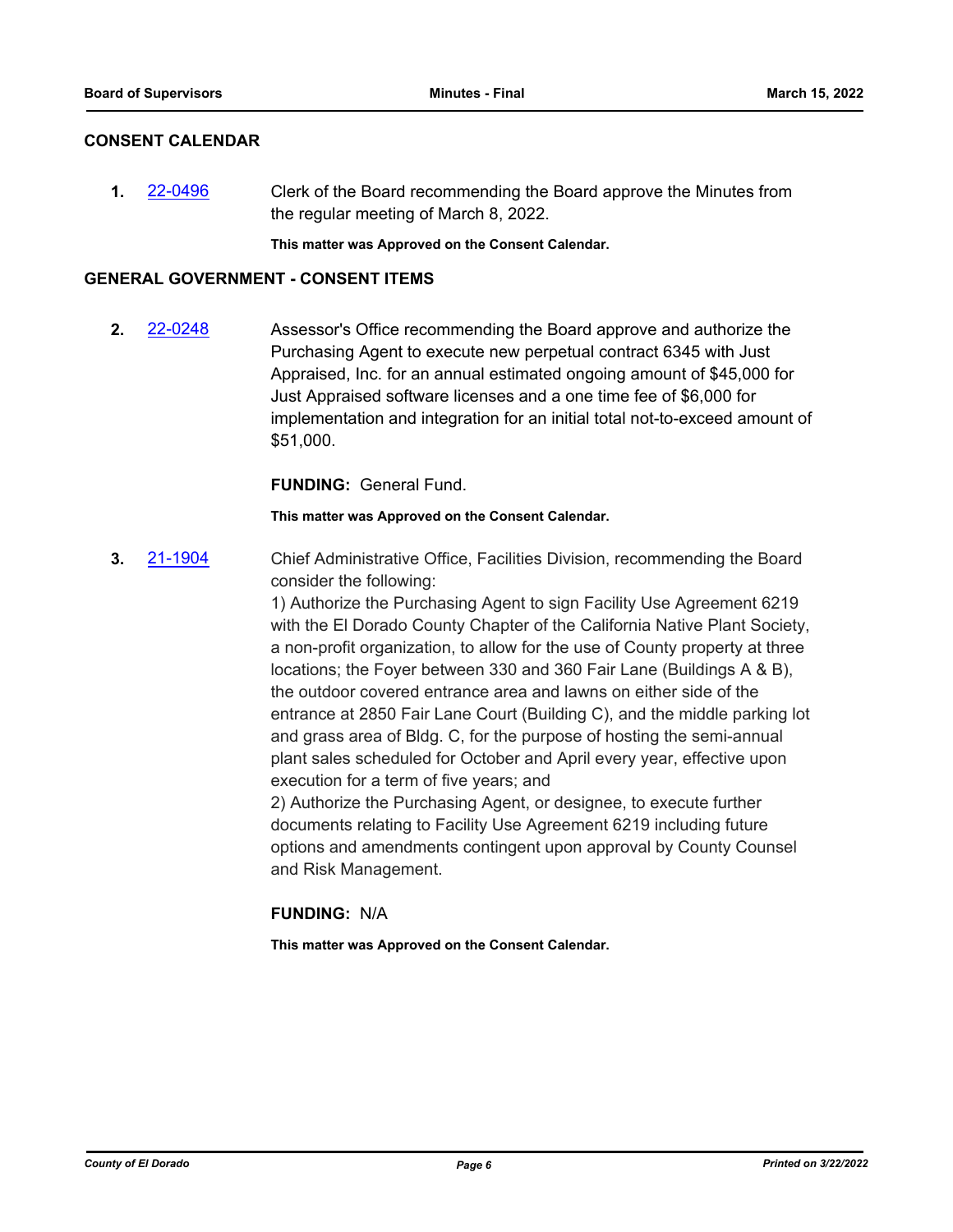## CONSENT CALENDAR

**1.** [22-0496] Clerk of the Board recommending the Board approve the Minutes from the regular meeting of March 8, 2022.

**This matter was Approved on the Consent Calendar.**

## GENERAL GOVERNMENT - CONSENT ITEMS

**2.** [22-0248] Assessor's Office recommending the Board approve and authorize the Purchasing Agent to execute new perpetual contract 6345 with Just Appraised, Inc. for an annual estimated ongoing amount of $45,000 for Just Appraised software licenses and a one time fee of $6,000 for implementation and integration for an initial total not-to-exceed amount of $51,000.

**FUNDING:** General Fund.

**This matter was Approved on the Consent Calendar.**

**3.** [21-1904] Chief Administrative Office, Facilities Division, recommending the Board consider the following:

1) Authorize the Purchasing Agent to sign Facility Use Agreement 6219 with the El Dorado County Chapter of the California Native Plant Society, a non-profit organization, to allow for the use of County property at three locations; the Foyer between 330 and 360 Fair Lane (Buildings A & B), the outdoor covered entrance area and lawns on either side of the entrance at 2850 Fair Lane Court (Building C), and the middle parking lot and grass area of Bldg. C, for the purpose of hosting the semi-annual plant sales scheduled for October and April every year, effective upon execution for a term of five years; and

2) Authorize the Purchasing Agent, or designee, to execute further documents relating to Facility Use Agreement 6219 including future options and amendments contingent upon approval by County Counsel and Risk Management.

**FUNDING:** N/A

**This matter was Approved on the Consent Calendar.**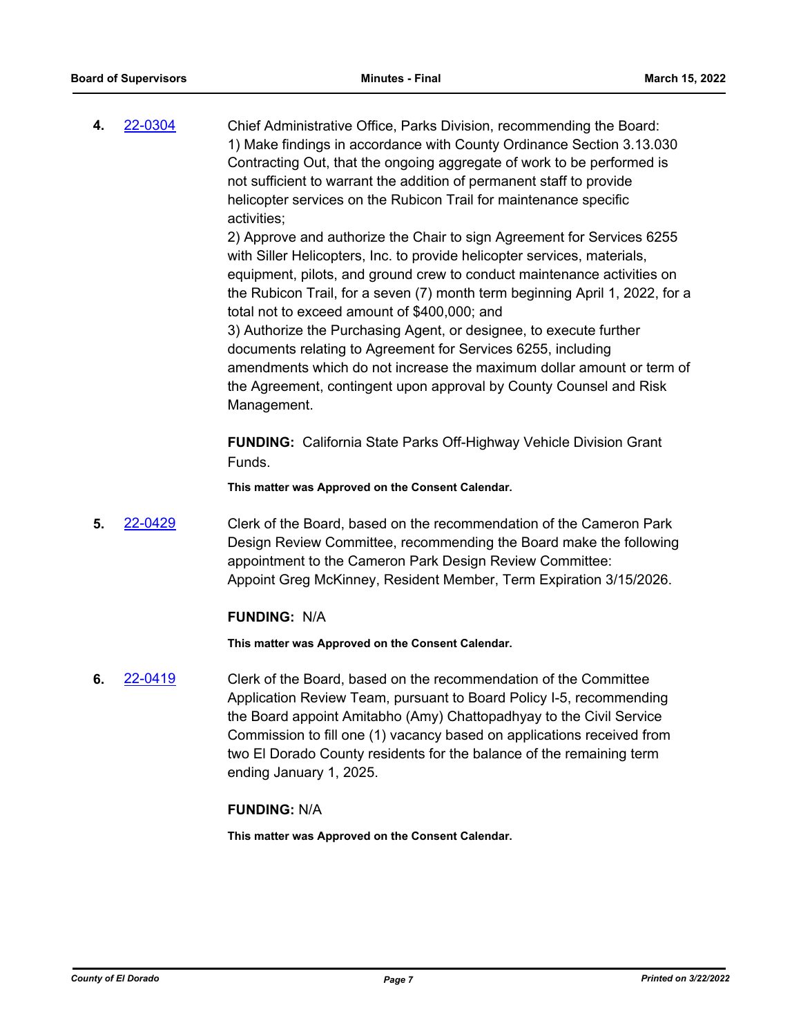**4.** 22-0304 Chief Administrative Office, Parks Division, recommending the Board:
1) Make findings in accordance with County Ordinance Section 3.13.030 Contracting Out, that the ongoing aggregate of work to be performed is not sufficient to warrant the addition of permanent staff to provide helicopter services on the Rubicon Trail for maintenance specific activities;
2) Approve and authorize the Chair to sign Agreement for Services 6255 with Siller Helicopters, Inc. to provide helicopter services, materials, equipment, pilots, and ground crew to conduct maintenance activities on the Rubicon Trail, for a seven (7) month term beginning April 1, 2022, for a total not to exceed amount of $400,000; and
3) Authorize the Purchasing Agent, or designee, to execute further documents relating to Agreement for Services 6255, including amendments which do not increase the maximum dollar amount or term of the Agreement, contingent upon approval by County Counsel and Risk Management.

**FUNDING:** California State Parks Off-Highway Vehicle Division Grant Funds.

**This matter was Approved on the Consent Calendar.**

**5.** 22-0429 Clerk of the Board, based on the recommendation of the Cameron Park Design Review Committee, recommending the Board make the following appointment to the Cameron Park Design Review Committee:
Appoint Greg McKinney, Resident Member, Term Expiration 3/15/2026.

**FUNDING:** N/A

**This matter was Approved on the Consent Calendar.**

**6.** 22-0419 Clerk of the Board, based on the recommendation of the Committee Application Review Team, pursuant to Board Policy I-5, recommending the Board appoint Amitabho (Amy) Chattopadhyay to the Civil Service Commission to fill one (1) vacancy based on applications received from two El Dorado County residents for the balance of the remaining term ending January 1, 2025.

**FUNDING:** N/A

**This matter was Approved on the Consent Calendar.**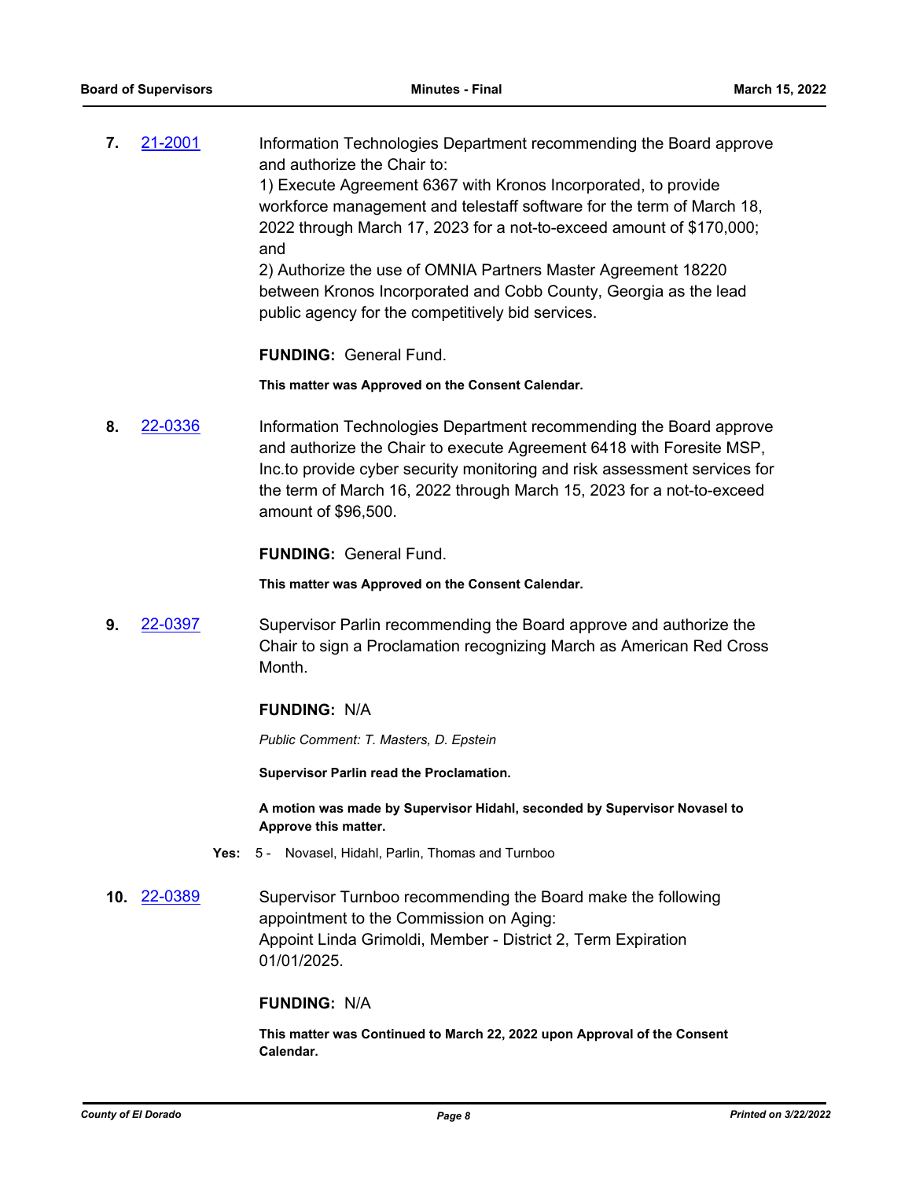**7.** 21-2001

Information Technologies Department recommending the Board approve and authorize the Chair to:
1) Execute Agreement 6367 with Kronos Incorporated, to provide workforce management and telestaff software for the term of March 18, 2022 through March 17, 2023 for a not-to-exceed amount of $170,000; and
2) Authorize the use of OMNIA Partners Master Agreement 18220 between Kronos Incorporated and Cobb County, Georgia as the lead public agency for the competitively bid services.

**FUNDING:** General Fund.

**This matter was Approved on the Consent Calendar.**

**8.** 22-0336

Information Technologies Department recommending the Board approve and authorize the Chair to execute Agreement 6418 with Foresite MSP, Inc.to provide cyber security monitoring and risk assessment services for the term of March 16, 2022 through March 15, 2023 for a not-to-exceed amount of $96,500.

**FUNDING:** General Fund.

**This matter was Approved on the Consent Calendar.**

**9.** 22-0397

Supervisor Parlin recommending the Board approve and authorize the Chair to sign a Proclamation recognizing March as American Red Cross Month.

**FUNDING:** N/A

*Public Comment: T. Masters, D. Epstein*

**Supervisor Parlin read the Proclamation.**

**A motion was made by Supervisor Hidahl, seconded by Supervisor Novasel to Approve this matter.**

**Yes:** 5 - Novasel, Hidahl, Parlin, Thomas and Turnboo

**10.** 22-0389

Supervisor Turnboo recommending the Board make the following appointment to the Commission on Aging:
Appoint Linda Grimoldi, Member - District 2, Term Expiration 01/01/2025.

**FUNDING:** N/A

**This matter was Continued to March 22, 2022 upon Approval of the Consent Calendar.**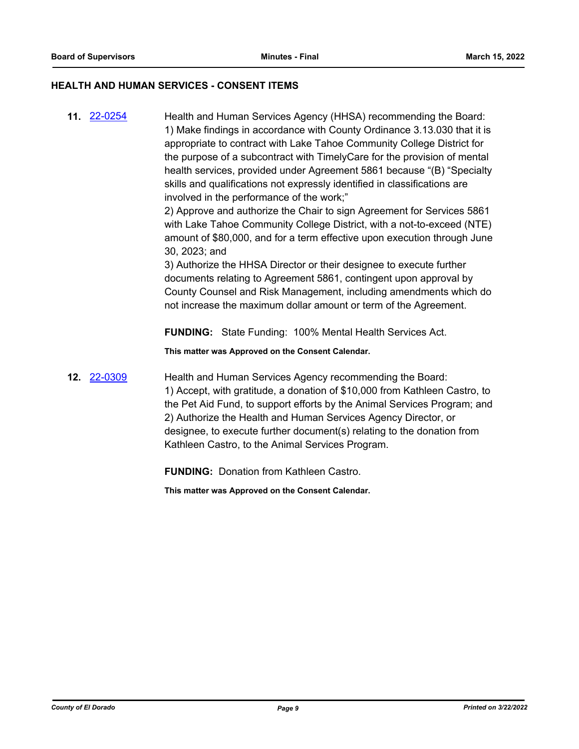## HEALTH AND HUMAN SERVICES - CONSENT ITEMS

**11.** [22-0254](22-0254) Health and Human Services Agency (HHSA) recommending the Board:
1) Make findings in accordance with County Ordinance 3.13.030 that it is appropriate to contract with Lake Tahoe Community College District for the purpose of a subcontract with TimelyCare for the provision of mental health services, provided under Agreement 5861 because "(B) "Specialty skills and qualifications not expressly identified in classifications are involved in the performance of the work;"
2) Approve and authorize the Chair to sign Agreement for Services 5861 with Lake Tahoe Community College District, with a not-to-exceed (NTE) amount of $80,000, and for a term effective upon execution through June 30, 2023; and
3) Authorize the HHSA Director or their designee to execute further documents relating to Agreement 5861, contingent upon approval by County Counsel and Risk Management, including amendments which do not increase the maximum dollar amount or term of the Agreement.

**FUNDING:** State Funding: 100% Mental Health Services Act.

**This matter was Approved on the Consent Calendar.**

**12.** [22-0309](22-0309) Health and Human Services Agency recommending the Board:
1) Accept, with gratitude, a donation of $10,000 from Kathleen Castro, to the Pet Aid Fund, to support efforts by the Animal Services Program; and
2) Authorize the Health and Human Services Agency Director, or designee, to execute further document(s) relating to the donation from Kathleen Castro, to the Animal Services Program.

**FUNDING:** Donation from Kathleen Castro.

**This matter was Approved on the Consent Calendar.**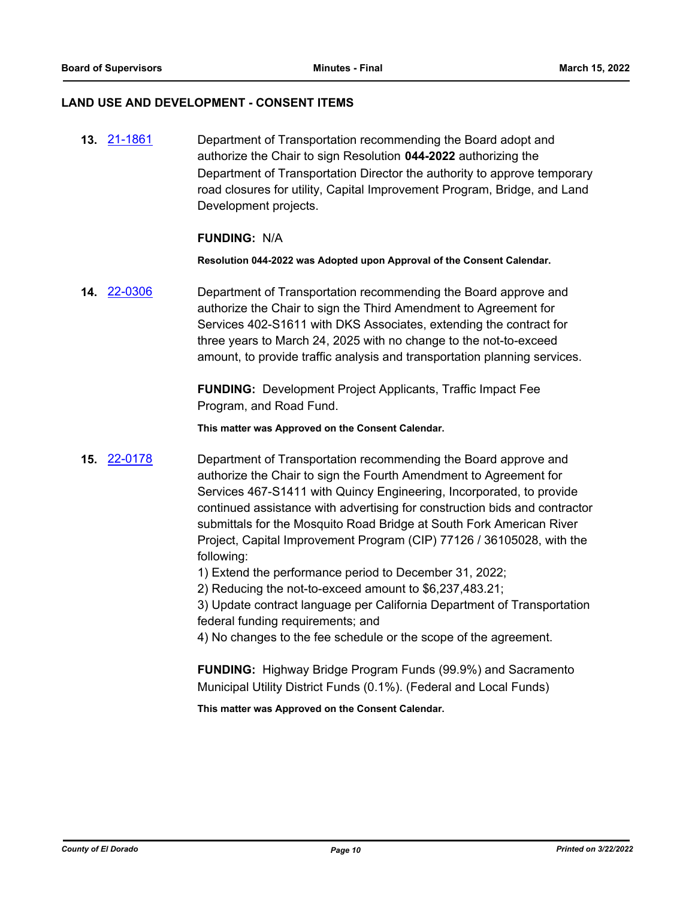## LAND USE AND DEVELOPMENT - CONSENT ITEMS

**13.** [21-1861] Department of Transportation recommending the Board adopt and authorize the Chair to sign Resolution **044-2022** authorizing the Department of Transportation Director the authority to approve temporary road closures for utility, Capital Improvement Program, Bridge, and Land Development projects.

**FUNDING:** N/A

**Resolution 044-2022 was Adopted upon Approval of the Consent Calendar.**

**14.** [22-0306] Department of Transportation recommending the Board approve and authorize the Chair to sign the Third Amendment to Agreement for Services 402-S1611 with DKS Associates, extending the contract for three years to March 24, 2025 with no change to the not-to-exceed amount, to provide traffic analysis and transportation planning services.

**FUNDING:** Development Project Applicants, Traffic Impact Fee Program, and Road Fund.

**This matter was Approved on the Consent Calendar.**

**15.** [22-0178] Department of Transportation recommending the Board approve and authorize the Chair to sign the Fourth Amendment to Agreement for Services 467-S1411 with Quincy Engineering, Incorporated, to provide continued assistance with advertising for construction bids and contractor submittals for the Mosquito Road Bridge at South Fork American River Project, Capital Improvement Program (CIP) 77126 / 36105028, with the following:

1) Extend the performance period to December 31, 2022;
2) Reducing the not-to-exceed amount to $6,237,483.21;
3) Update contract language per California Department of Transportation federal funding requirements; and
4) No changes to the fee schedule or the scope of the agreement.

**FUNDING:** Highway Bridge Program Funds (99.9%) and Sacramento Municipal Utility District Funds (0.1%). (Federal and Local Funds)

**This matter was Approved on the Consent Calendar.**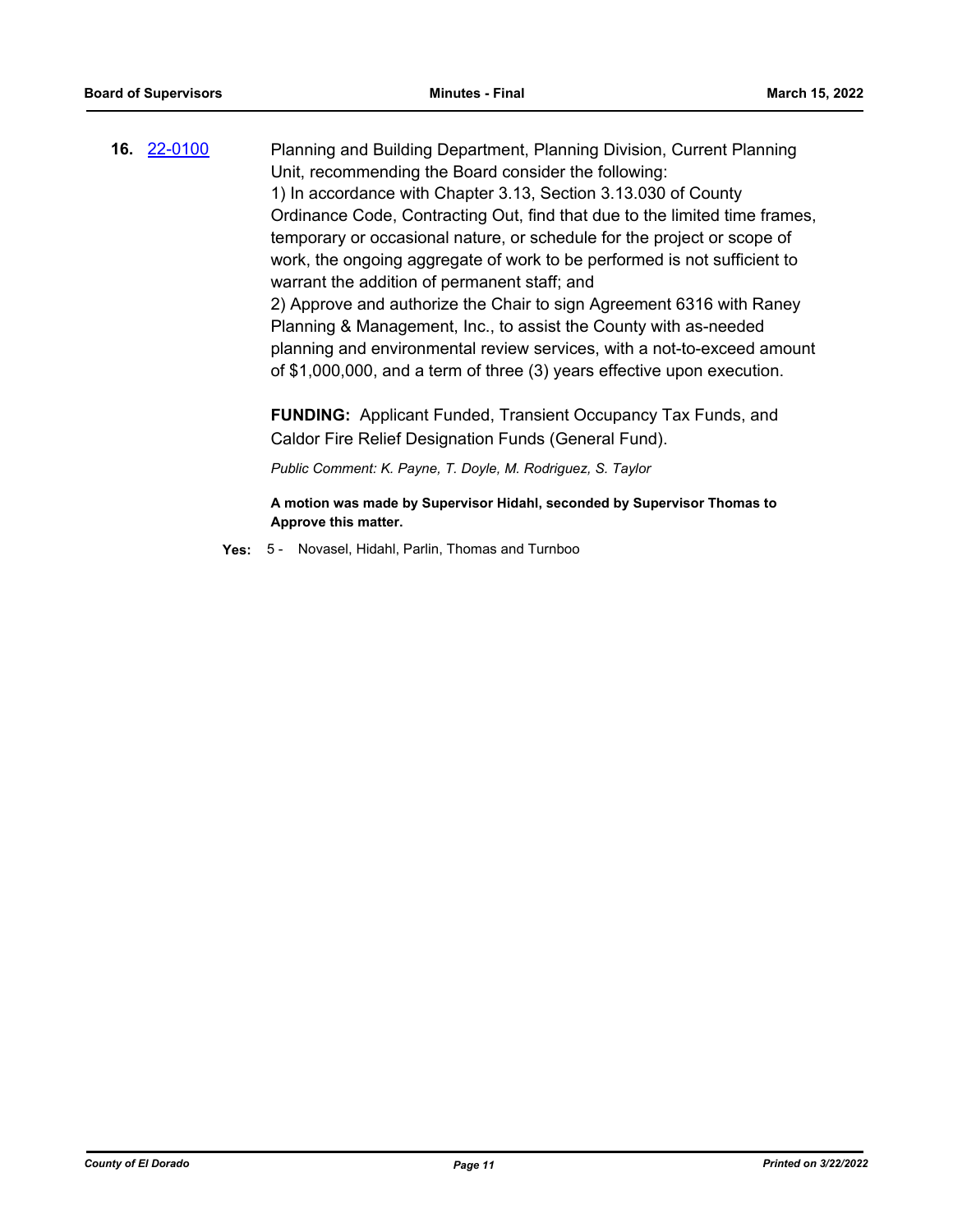**16.** 22-0100 Planning and Building Department, Planning Division, Current Planning Unit, recommending the Board consider the following:

1) In accordance with Chapter 3.13, Section 3.13.030 of County Ordinance Code, Contracting Out, find that due to the limited time frames, temporary or occasional nature, or schedule for the project or scope of work, the ongoing aggregate of work to be performed is not sufficient to warrant the addition of permanent staff; and

2) Approve and authorize the Chair to sign Agreement 6316 with Raney Planning & Management, Inc., to assist the County with as-needed planning and environmental review services, with a not-to-exceed amount of $1,000,000, and a term of three (3) years effective upon execution.

**FUNDING:** Applicant Funded, Transient Occupancy Tax Funds, and Caldor Fire Relief Designation Funds (General Fund).

*Public Comment: K. Payne, T. Doyle, M. Rodriguez, S. Taylor*

**A motion was made by Supervisor Hidahl, seconded by Supervisor Thomas to Approve this matter.**

**Yes:** 5 - Novasel, Hidahl, Parlin, Thomas and Turnboo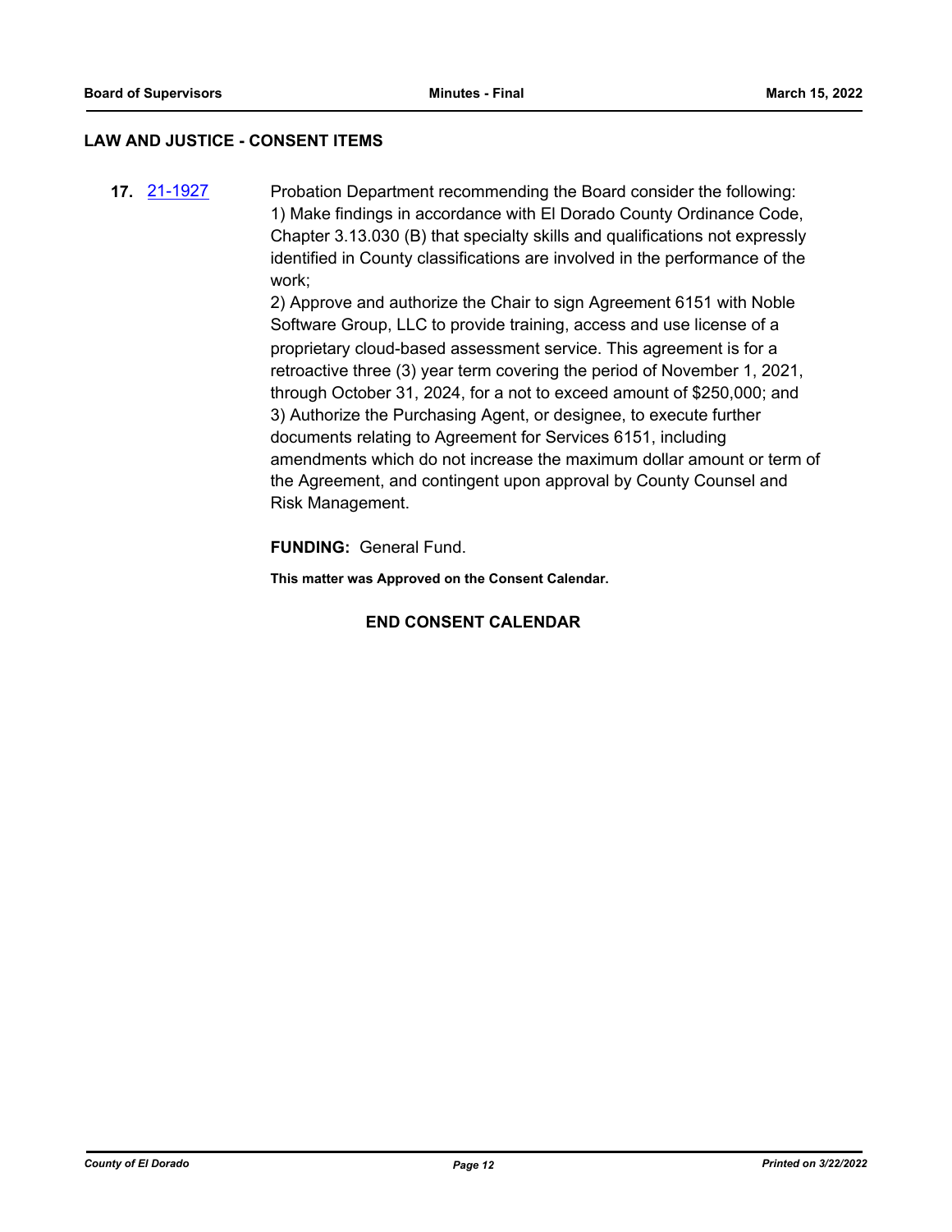## LAW AND JUSTICE - CONSENT ITEMS

**17.** [21-1927]

Probation Department recommending the Board consider the following:
1) Make findings in accordance with El Dorado County Ordinance Code, Chapter 3.13.030 (B) that specialty skills and qualifications not expressly identified in County classifications are involved in the performance of the work;
2) Approve and authorize the Chair to sign Agreement 6151 with Noble Software Group, LLC to provide training, access and use license of a proprietary cloud-based assessment service. This agreement is for a retroactive three (3) year term covering the period of November 1, 2021, through October 31, 2024, for a not to exceed amount of $250,000; and
3) Authorize the Purchasing Agent, or designee, to execute further documents relating to Agreement for Services 6151, including amendments which do not increase the maximum dollar amount or term of the Agreement, and contingent upon approval by County Counsel and Risk Management.

**FUNDING:** General Fund.

**This matter was Approved on the Consent Calendar.**

**END CONSENT CALENDAR**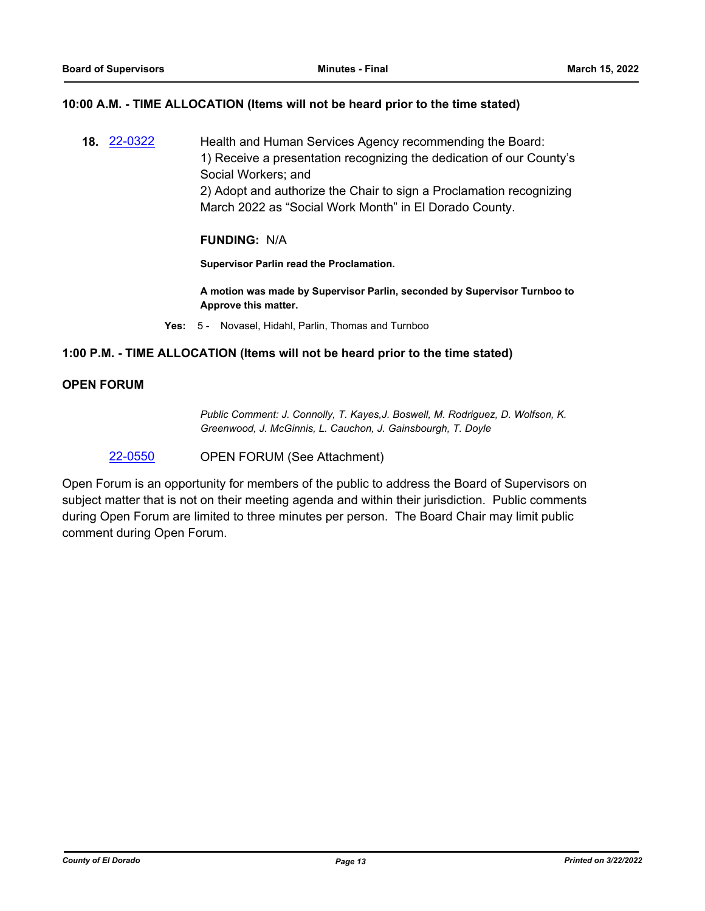**10:00 A.M. - TIME ALLOCATION (Items will not be heard prior to the time stated)**

**18.** 22-0322 Health and Human Services Agency recommending the Board:
1) Receive a presentation recognizing the dedication of our County's Social Workers; and
2) Adopt and authorize the Chair to sign a Proclamation recognizing March 2022 as "Social Work Month" in El Dorado County.

**FUNDING:** N/A

**Supervisor Parlin read the Proclamation.**

**A motion was made by Supervisor Parlin, seconded by Supervisor Turnboo to Approve this matter.**

**Yes:** 5 - Novasel, Hidahl, Parlin, Thomas and Turnboo

**1:00 P.M. - TIME ALLOCATION (Items will not be heard prior to the time stated)**

**OPEN FORUM**

*Public Comment: J. Connolly, T. Kayes,J. Boswell, M. Rodriguez, D. Wolfson, K. Greenwood, J. McGinnis, L. Cauchon, J. Gainsbourgh, T. Doyle*

22-0550 OPEN FORUM (See Attachment)

Open Forum is an opportunity for members of the public to address the Board of Supervisors on subject matter that is not on their meeting agenda and within their jurisdiction. Public comments during Open Forum are limited to three minutes per person. The Board Chair may limit public comment during Open Forum.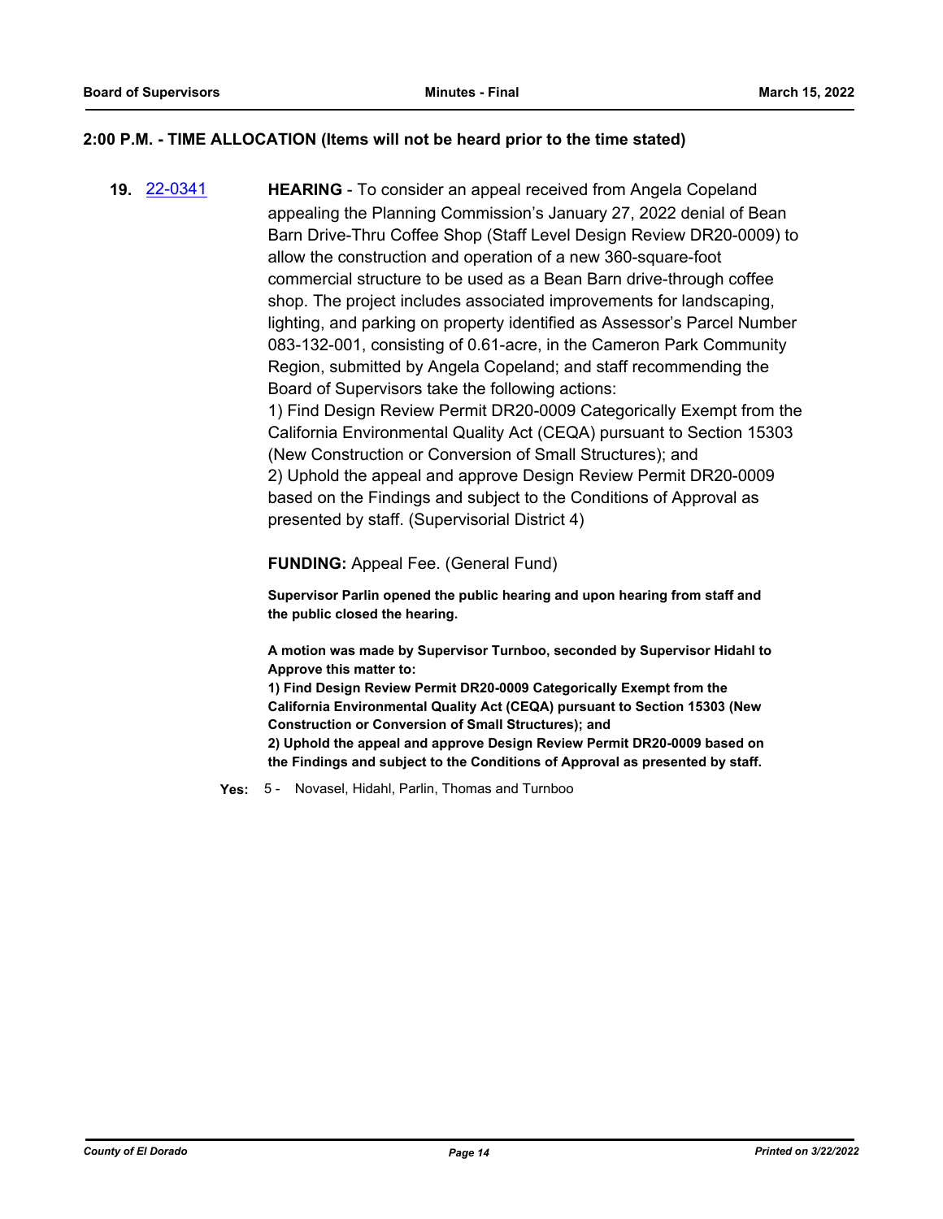**2:00 P.M. - TIME ALLOCATION (Items will not be heard prior to the time stated)**

**19.** 22-0341 **HEARING** - To consider an appeal received from Angela Copeland appealing the Planning Commission's January 27, 2022 denial of Bean Barn Drive-Thru Coffee Shop (Staff Level Design Review DR20-0009) to allow the construction and operation of a new 360-square-foot commercial structure to be used as a Bean Barn drive-through coffee shop. The project includes associated improvements for landscaping, lighting, and parking on property identified as Assessor's Parcel Number 083-132-001, consisting of 0.61-acre, in the Cameron Park Community Region, submitted by Angela Copeland; and staff recommending the Board of Supervisors take the following actions:
1) Find Design Review Permit DR20-0009 Categorically Exempt from the California Environmental Quality Act (CEQA) pursuant to Section 15303 (New Construction or Conversion of Small Structures); and
2) Uphold the appeal and approve Design Review Permit DR20-0009 based on the Findings and subject to the Conditions of Approval as presented by staff. (Supervisorial District 4)

**FUNDING:** Appeal Fee. (General Fund)

**Supervisor Parlin opened the public hearing and upon hearing from staff and the public closed the hearing.**

**A motion was made by Supervisor Turnboo, seconded by Supervisor Hidahl to Approve this matter to:**
**1) Find Design Review Permit DR20-0009 Categorically Exempt from the California Environmental Quality Act (CEQA) pursuant to Section 15303 (New Construction or Conversion of Small Structures); and**
**2) Uphold the appeal and approve Design Review Permit DR20-0009 based on the Findings and subject to the Conditions of Approval as presented by staff.**

**Yes:** 5 - Novasel, Hidahl, Parlin, Thomas and Turnboo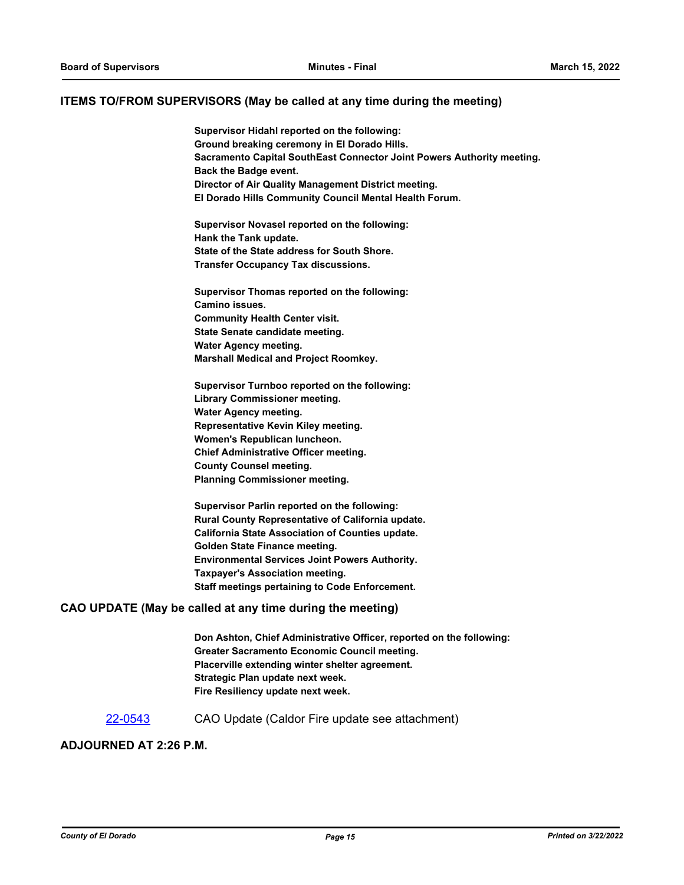## ITEMS TO/FROM SUPERVISORS (May be called at any time during the meeting)

**Supervisor Hidahl reported on the following:**
**Ground breaking ceremony in El Dorado Hills.**
**Sacramento Capital SouthEast Connector Joint Powers Authority meeting.**
**Back the Badge event.**
**Director of Air Quality Management District meeting.**
**El Dorado Hills Community Council Mental Health Forum.**

**Supervisor Novasel reported on the following:**
**Hank the Tank update.**
**State of the State address for South Shore.**
**Transfer Occupancy Tax discussions.**

**Supervisor Thomas reported on the following:**
**Camino issues.**
**Community Health Center visit.**
**State Senate candidate meeting.**
**Water Agency meeting.**
**Marshall Medical and Project Roomkey.**

**Supervisor Turnboo reported on the following:**
**Library Commissioner meeting.**
**Water Agency meeting.**
**Representative Kevin Kiley meeting.**
**Women's Republican luncheon.**
**Chief Administrative Officer meeting.**
**County Counsel meeting.**
**Planning Commissioner meeting.**

**Supervisor Parlin reported on the following:**
**Rural County Representative of California update.**
**California State Association of Counties update.**
**Golden State Finance meeting.**
**Environmental Services Joint Powers Authority.**
**Taxpayer's Association meeting.**
**Staff meetings pertaining to Code Enforcement.**

## CAO UPDATE (May be called at any time during the meeting)

**Don Ashton, Chief Administrative Officer, reported on the following:**
**Greater Sacramento Economic Council meeting.**
**Placerville extending winter shelter agreement.**
**Strategic Plan update next week.**
**Fire Resiliency update next week.**

22-0543 CAO Update (Caldor Fire update see attachment)

## ADJOURNED AT 2:26 P.M.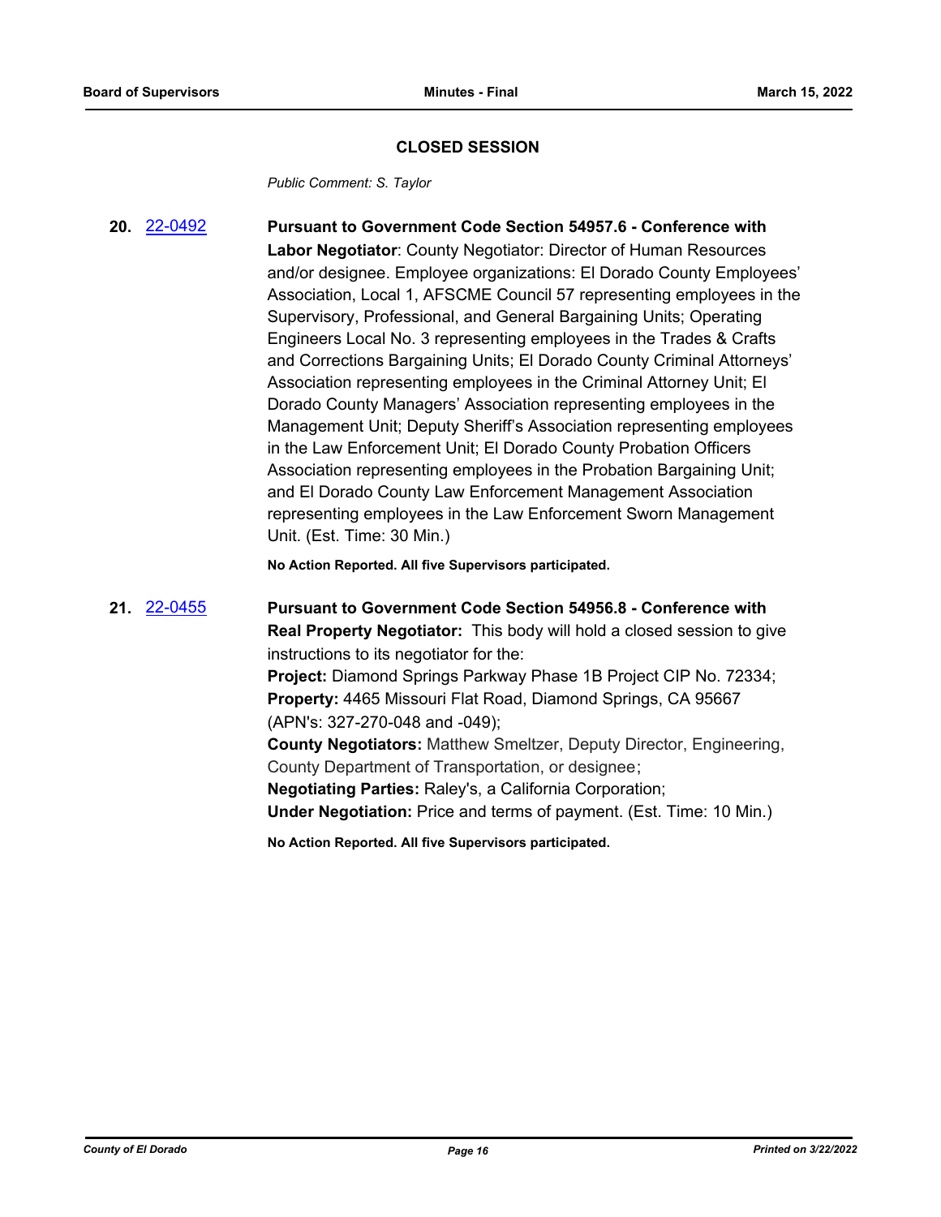## CLOSED SESSION

*Public Comment: S. Taylor*

**20.** 22-0492 **Pursuant to Government Code Section 54957.6 - Conference with Labor Negotiator**: County Negotiator: Director of Human Resources and/or designee. Employee organizations: El Dorado County Employees' Association, Local 1, AFSCME Council 57 representing employees in the Supervisory, Professional, and General Bargaining Units; Operating Engineers Local No. 3 representing employees in the Trades & Crafts and Corrections Bargaining Units; El Dorado County Criminal Attorneys' Association representing employees in the Criminal Attorney Unit; El Dorado County Managers' Association representing employees in the Management Unit; Deputy Sheriff's Association representing employees in the Law Enforcement Unit; El Dorado County Probation Officers Association representing employees in the Probation Bargaining Unit; and El Dorado County Law Enforcement Management Association representing employees in the Law Enforcement Sworn Management Unit. (Est. Time: 30 Min.)

**No Action Reported. All five Supervisors participated.**

**21.** 22-0455 **Pursuant to Government Code Section 54956.8 - Conference with Real Property Negotiator:** This body will hold a closed session to give instructions to its negotiator for the:
**Project:** Diamond Springs Parkway Phase 1B Project CIP No. 72334;
**Property:** 4465 Missouri Flat Road, Diamond Springs, CA 95667 (APN's: 327-270-048 and -049);
**County Negotiators:** Matthew Smeltzer, Deputy Director, Engineering, County Department of Transportation, or designee;
**Negotiating Parties:** Raley's, a California Corporation;
**Under Negotiation:** Price and terms of payment. (Est. Time: 10 Min.)

**No Action Reported. All five Supervisors participated.**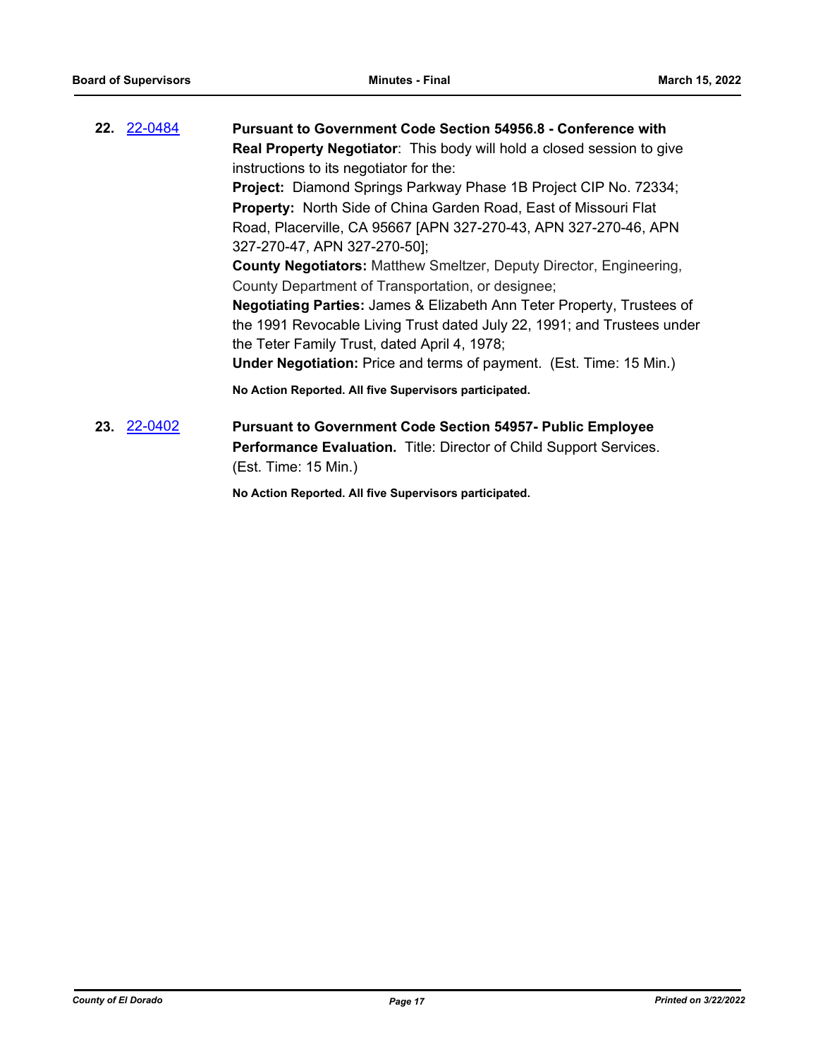**22.** 22-0484 **Pursuant to Government Code Section 54956.8 - Conference with Real Property Negotiator**: This body will hold a closed session to give instructions to its negotiator for the:

**Project:** Diamond Springs Parkway Phase 1B Project CIP No. 72334;

**Property:** North Side of China Garden Road, East of Missouri Flat Road, Placerville, CA 95667 [APN 327-270-43, APN 327-270-46, APN 327-270-47, APN 327-270-50];

**County Negotiators:** Matthew Smeltzer, Deputy Director, Engineering, County Department of Transportation, or designee;

**Negotiating Parties:** James & Elizabeth Ann Teter Property, Trustees of the 1991 Revocable Living Trust dated July 22, 1991; and Trustees under the Teter Family Trust, dated April 4, 1978;

**Under Negotiation:** Price and terms of payment. (Est. Time: 15 Min.)

**No Action Reported. All five Supervisors participated.**

**23.** 22-0402 **Pursuant to Government Code Section 54957- Public Employee Performance Evaluation.** Title: Director of Child Support Services. (Est. Time: 15 Min.)

**No Action Reported. All five Supervisors participated.**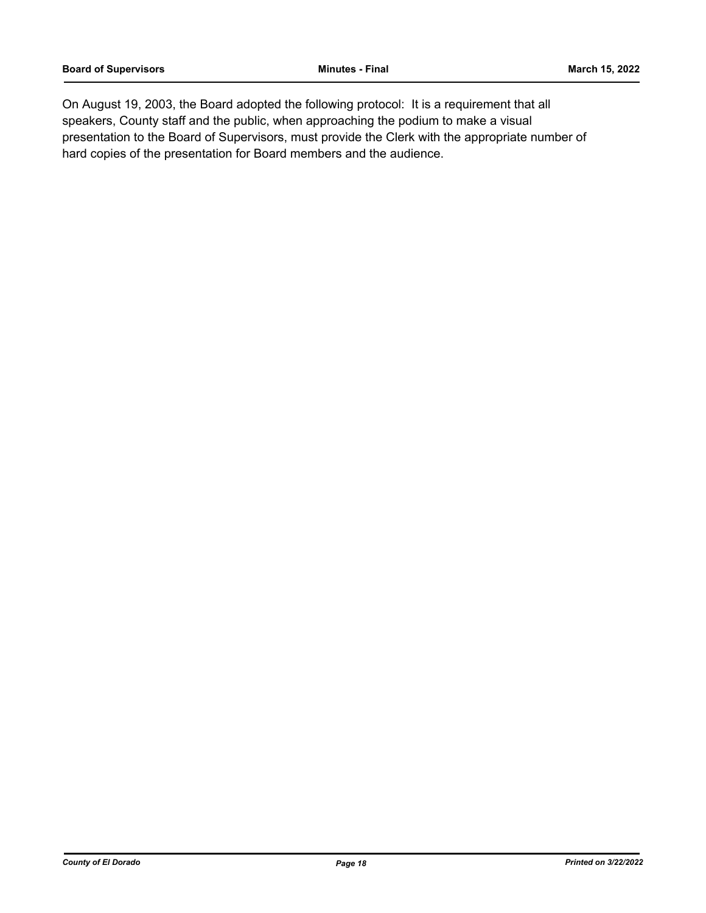On August 19, 2003, the Board adopted the following protocol: It is a requirement that all speakers, County staff and the public, when approaching the podium to make a visual presentation to the Board of Supervisors, must provide the Clerk with the appropriate number of hard copies of the presentation for Board members and the audience.